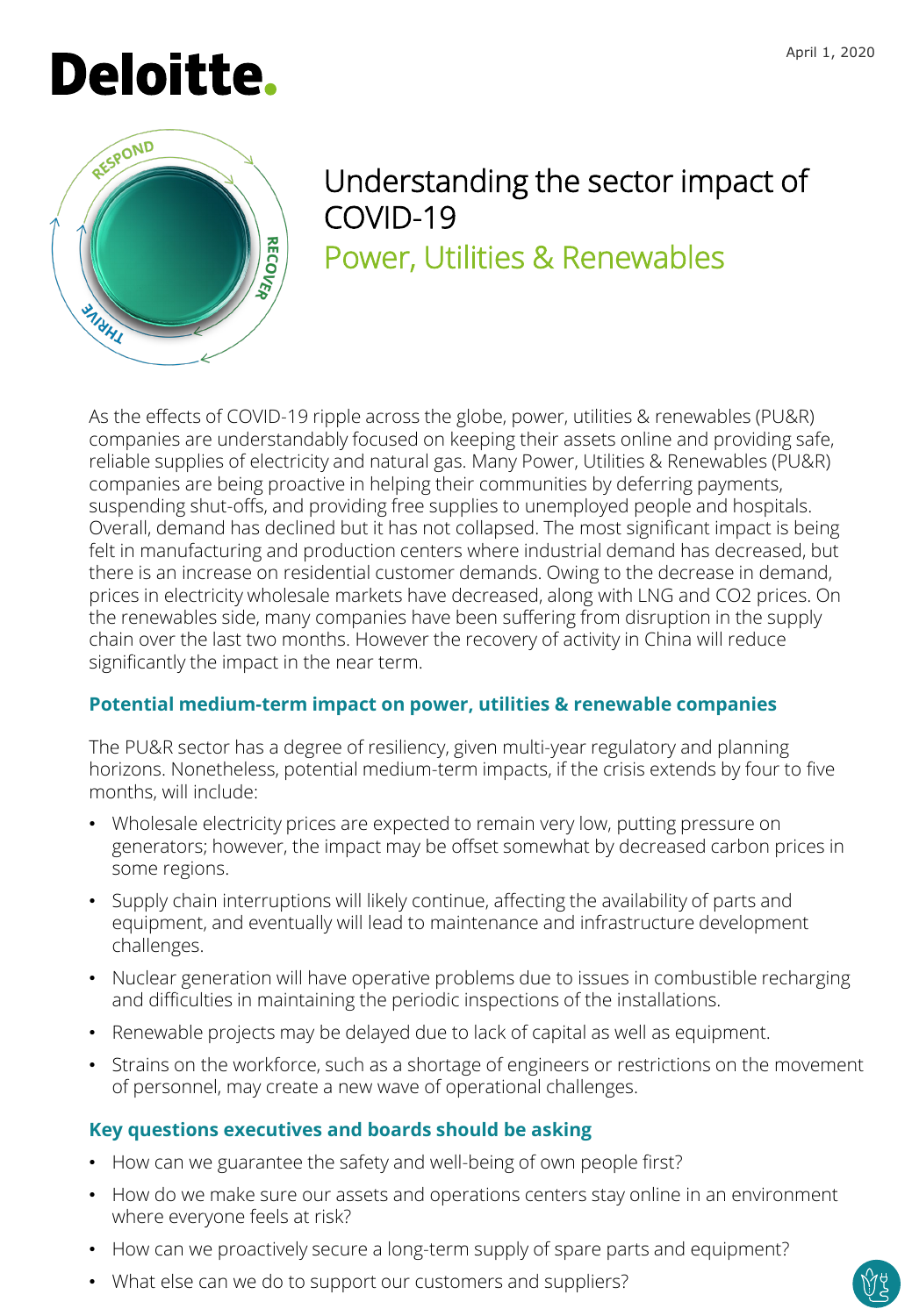Deloitte.

April 1, 2020

# Understanding the sector impact of COVID-19

## Power, Utilities & Renewables

As the effects of COVID-19 ripple across the globe, power, utilities & renewables (PU&R) companies are understandably focused on keeping their assets online and providing safe, reliable supplies of electricity and natural gas. Many Power, Utilities & Renewables (PU&R) companies are being proactive in helping their communities by deferring payments, suspending shut-offs, and providing free supplies to unemployed people and hospitals. Overall, demand has declined but it has not collapsed. The most significant impact is being felt in manufacturing and production centers where industrial demand has decreased, but there is an increase on residential customer demands. Owing to the decrease in demand, prices in electricity wholesale markets have decreased, along with LNG and CO2 prices. On the renewables side, many companies have been suffering from disruption in the supply chain over the last two months. However the recovery of activity in China will reduce significantly the impact in the near term.

### Potential medium-term impact on power, utilities & renewable companies

The PU&R sector has a degree of resiliency, given multi-year regulatory and planning horizons. Nonetheless, potential medium-term impacts, if the crisis extends by four to five months, will include:

- Wholesale electricity prices are expected to remain very low, putting pressure on generators; however, the impact may be offset somewhat by decreased carbon prices in some regions.
- Supply chain interruptions will likely continue, affecting the availability of parts and equipment, and eventually will lead to maintenance and infrastructure development challenges.
- Nuclear generation will have operative problems due to issues in combustible recharging and difficulties in maintaining the periodic inspections of the installations.
- Renewable projects may be delayed due to lack of capital as well as equipment.
- Strains on the workforce, such as a shortage of engineers or restrictions on the movement of personnel, may create a new wave of operational challenges.

### Key questions executives and boards should be asking

- How can we guarantee the safety and well-being of own people first?
- How do we make sure our assets and operations centers stay online in an environment where everyone feels at risk?
- How can we proactively secure a long-term supply of spare parts and equipment?
- What else can we do to support our customers and suppliers?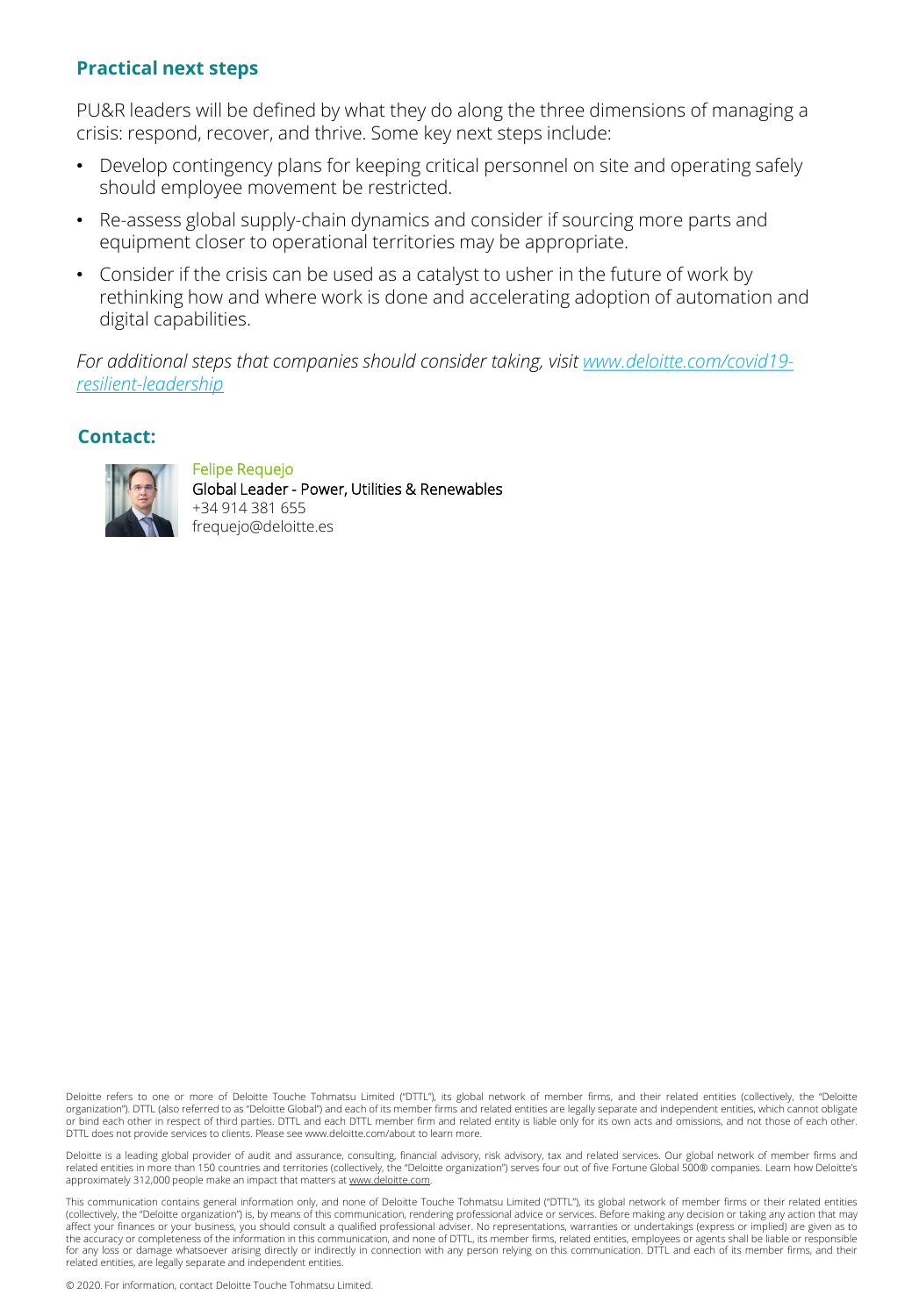## Practical next steps

PU&R leaders will be defined by what they do along the three dimensions of managing a crisis: respond, recover, and thrive. Some key next steps include:

- Develop contingency plans for keeping critical personnel on site and operating safely should employee movement be restricted.
- Re-assess global supply-chain dynamics and consider if sourcing more parts and equipment closer to operational territories may be appropriate.
- Consider if the crisis can be used as a catalyst to usher in the future of work by rethinking how and where work is done and accelerating adoption of automation and digital capabilities.

*For additional steps that companies should consider taking, visit [www.deloitte.com/covid19-resilient-leadership](www.deloitte.com/covid19-resilient-leadership)*

## Contact:

Felipe Requejo
Global Leader - Power, Utilities & Renewables
+34 914 381 655
frequejo@deloitte.es

Deloitte refers to one or more of Deloitte Touche Tohmatsu Limited ("DTTL"), its global network of member firms, and their related entities (collectively, the "Deloitte organization"). DTTL (also referred to as "Deloitte Global") and each of its member firms and related entities are legally separate and independent entities, which cannot obligate or bind each other in respect of third parties. DTTL and each DTTL member firm and related entity is liable only for its own acts and omissions, and not those of each other. DTTL does not provide services to clients. Please see www.deloitte.com/about to learn more.

Deloitte is a leading global provider of audit and assurance, consulting, financial advisory, risk advisory, tax and related services. Our global network of member firms and related entities in more than 150 countries and territories (collectively, the "Deloitte organization") serves four out of five Fortune Global 500® companies. Learn how Deloitte's approximately 312,000 people make an impact that matters at www.deloitte.com.

This communication contains general information only, and none of Deloitte Touche Tohmatsu Limited ("DTTL"), its global network of member firms or their related entities (collectively, the "Deloitte organization") is, by means of this communication, rendering professional advice or services. Before making any decision or taking any action that may affect your finances or your business, you should consult a qualified professional adviser. No representations, warranties or undertakings (express or implied) are given as to the accuracy or completeness of the information in this communication, and none of DTTL, its member firms, related entities, employees or agents shall be liable or responsible for any loss or damage whatsoever arising directly or indirectly in connection with any person relying on this communication. DTTL and each of its member firms, and their related entities, are legally separate and independent entities.

© 2020. For information, contact Deloitte Touche Tohmatsu Limited.